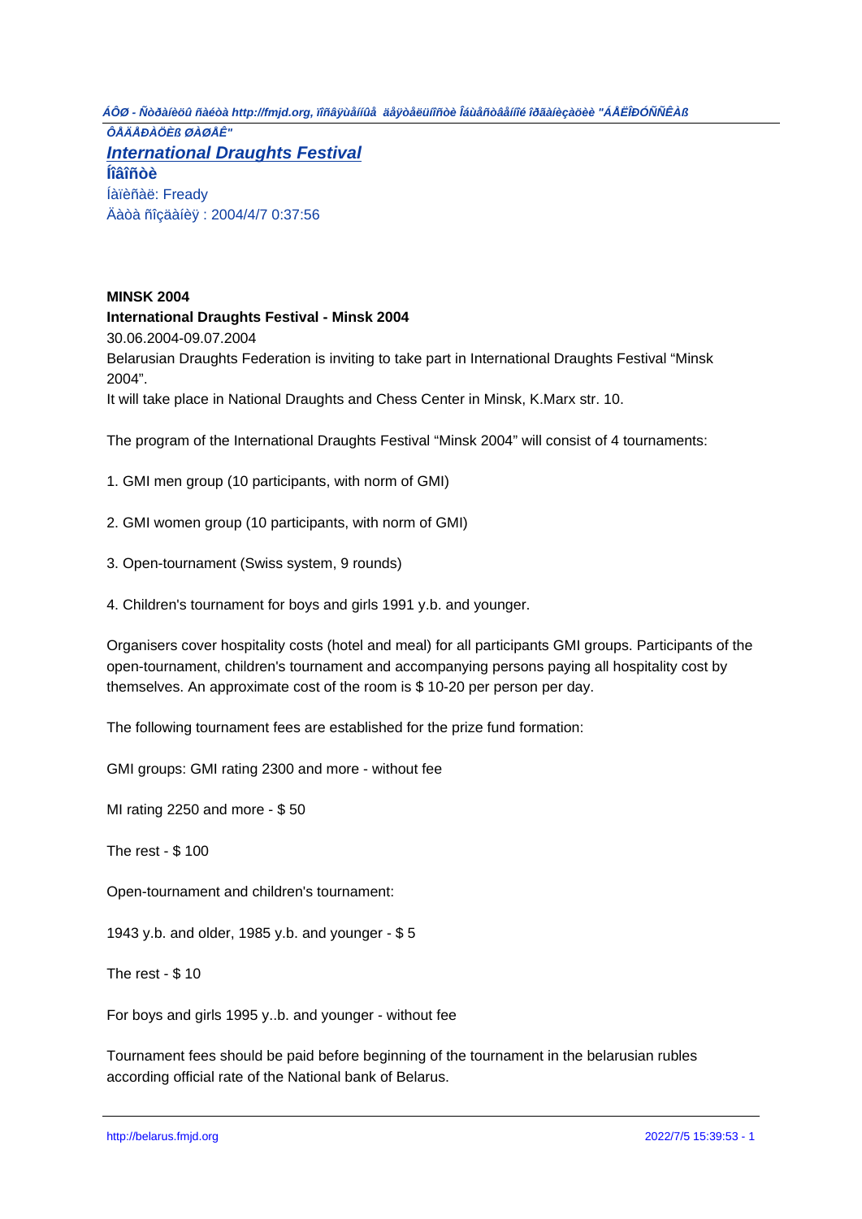ÁÔØ - Ñòðàíèöû ñàéòà http://fmjd.org, îïóáëèêîâàíû ñ ðàçðåøåíèÿ ïðàâîîáëàäàòåëÿ "ÁÅËÎÐÓÑÑÊÀß ÔÅÄÅÐÀÖÈß ØÀØÅÊ"

## International Draughts Festival

**Íîâîñòè**

Íàïèñàë: Fready

Äàòà ñîçäàíèÿ : 2004/4/7 0:37:56

**MINSK 2004**

**International Draughts Festival - Minsk 2004**

30.06.2004-09.07.2004

Belarusian Draughts Federation is inviting to take part in International Draughts Festival “Minsk 2004”.

It will take place in National Draughts and Chess Center in Minsk, K.Marx str. 10.

The program of the International Draughts Festival “Minsk 2004” will consist of 4 tournaments:

1. GMI men group (10 participants, with norm of GMI)

2. GMI women group (10 participants, with norm of GMI)

3. Open-tournament (Swiss system, 9 rounds)

4. Children's tournament for boys and girls 1991 y.b. and younger.

Organisers cover hospitality costs (hotel and meal) for all participants GMI groups. Participants of the open-tournament, children's tournament and accompanying persons paying all hospitality cost by themselves. An approximate cost of the room is $ 10-20 per person per day.

The following tournament fees are established for the prize fund formation:

GMI groups: GMI rating 2300 and more - without fee

MI rating 2250 and more - $ 50

The rest - $ 100

Open-tournament and children's tournament:

1943 y.b. and older, 1985 y.b. and younger - $ 5

The rest - $ 10

For boys and girls 1995 y..b. and younger - without fee

Tournament fees should be paid before beginning of the tournament in the belarusian rubles according official rate of the National bank of Belarus.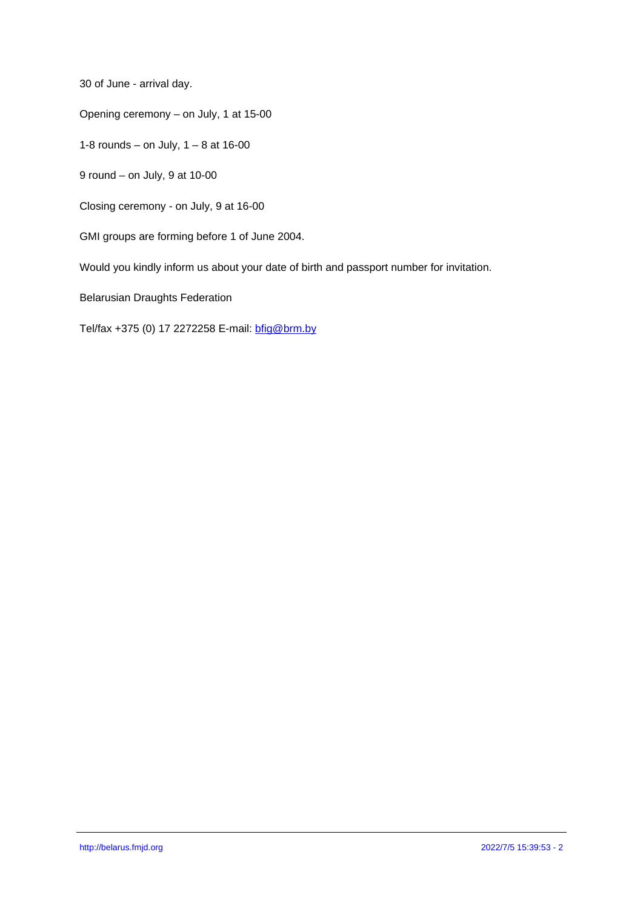30 of June - arrival day.

Opening ceremony – on July, 1 at 15-00

1-8 rounds – on July, 1 – 8 at 16-00

9 round – on July, 9 at 10-00

Closing ceremony - on July, 9 at 16-00

GMI groups are forming before 1 of June 2004.

Would you kindly inform us about your date of birth and passport number for invitation.

Belarusian Draughts Federation

Tel/fax +375 (0) 17 2272258 E-mail: bfig@brm.by